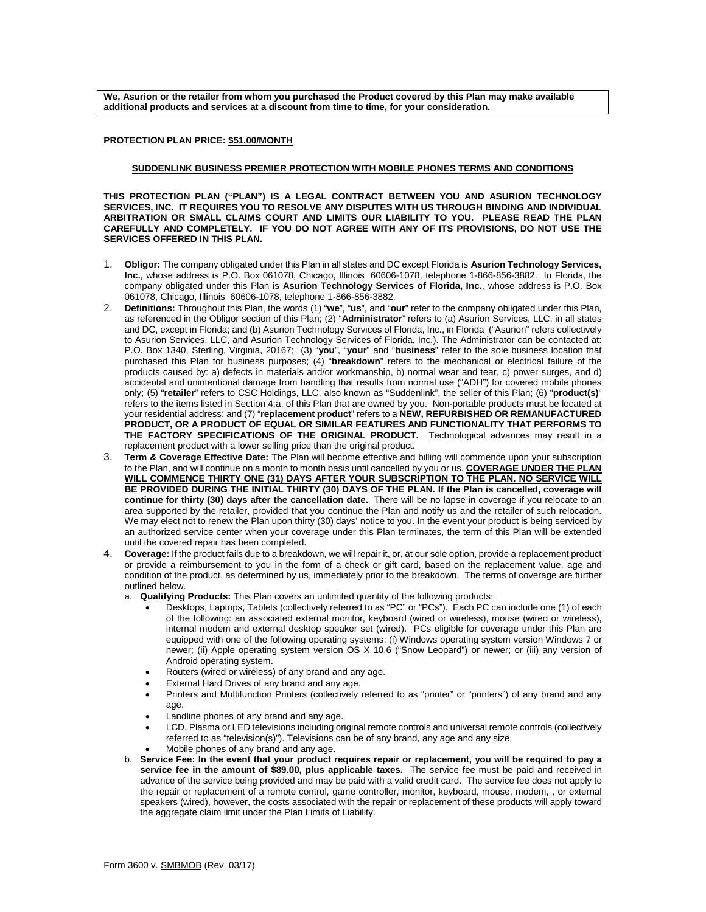**We, Asurion or the retailer from whom you purchased the Product covered by this Plan may make available additional products and services at a discount from time to time, for your consideration.**

**PROTECTION PLAN PRICE: <u>$51.00/MONTH</u>**

**<u>SUDDENLINK BUSINESS PREMIER PROTECTION WITH MOBILE PHONES TERMS AND CONDITIONS</u>**

**THIS PROTECTION PLAN ("PLAN") IS A LEGAL CONTRACT BETWEEN YOU AND ASURION TECHNOLOGY SERVICES, INC. IT REQUIRES YOU TO RESOLVE ANY DISPUTES WITH US THROUGH BINDING AND INDIVIDUAL ARBITRATION OR SMALL CLAIMS COURT AND LIMITS OUR LIABILITY TO YOU. PLEASE READ THE PLAN CAREFULLY AND COMPLETELY. IF YOU DO NOT AGREE WITH ANY OF ITS PROVISIONS, DO NOT USE THE SERVICES OFFERED IN THIS PLAN.**

1. **Obligor:** The company obligated under this Plan in all states and DC except Florida is **Asurion Technology Services, Inc.**, whose address is P.O. Box 061078, Chicago, Illinois 60606-1078, telephone 1-866-856-3882. In Florida, the company obligated under this Plan is **Asurion Technology Services of Florida, Inc.**, whose address is P.O. Box 061078, Chicago, Illinois 60606-1078, telephone 1-866-856-3882.
2. **Definitions:** Throughout this Plan, the words (1) "**we**", "**us**", and "**our**" refer to the company obligated under this Plan, as referenced in the Obligor section of this Plan; (2) "**Administrator**" refers to (a) Asurion Services, LLC, in all states and DC, except in Florida; and (b) Asurion Technology Services of Florida, Inc., in Florida ("Asurion" refers collectively to Asurion Services, LLC, and Asurion Technology Services of Florida, Inc.). The Administrator can be contacted at: P.O. Box 1340, Sterling, Virginia, 20167; (3) "**you**", "**your**" and "**business**" refer to the sole business location that purchased this Plan for business purposes; (4) "**breakdown**" refers to the mechanical or electrical failure of the products caused by: a) defects in materials and/or workmanship, b) normal wear and tear, c) power surges, and d) accidental and unintentional damage from handling that results from normal use ("ADH") for covered mobile phones only; (5) "**retailer**" refers to CSC Holdings, LLC, also known as "Suddenlink", the seller of this Plan; (6) "**product(s)**" refers to the items listed in Section 4.a. of this Plan that are owned by you. Non-portable products must be located at your residential address; and (7) "**replacement product**" refers to a **NEW, REFURBISHED OR REMANUFACTURED PRODUCT, OR A PRODUCT OF EQUAL OR SIMILAR FEATURES AND FUNCTIONALITY THAT PERFORMS TO THE FACTORY SPECIFICATIONS OF THE ORIGINAL PRODUCT.** Technological advances may result in a replacement product with a lower selling price than the original product.
3. **Term & Coverage Effective Date:** The Plan will become effective and billing will commence upon your subscription to the Plan, and will continue on a month to month basis until cancelled by you or us. **<u>COVERAGE UNDER THE PLAN WILL COMMENCE THIRTY ONE (31) DAYS AFTER YOUR SUBSCRIPTION TO THE PLAN. NO SERVICE WILL BE PROVIDED DURING THE INITIAL THIRTY (30) DAYS OF THE PLAN.</u> If the Plan is cancelled, coverage will continue for thirty (30) days after the cancellation date.** There will be no lapse in coverage if you relocate to an area supported by the retailer, provided that you continue the Plan and notify us and the retailer of such relocation. We may elect not to renew the Plan upon thirty (30) days' notice to you. In the event your product is being serviced by an authorized service center when your coverage under this Plan terminates, the term of this Plan will be extended until the covered repair has been completed.
4. **Coverage:** If the product fails due to a breakdown, we will repair it, or, at our sole option, provide a replacement product or provide a reimbursement to you in the form of a check or gift card, based on the replacement value, age and condition of the product, as determined by us, immediately prior to the breakdown. The terms of coverage are further outlined below.
   a. **Qualifying Products:** This Plan covers an unlimited quantity of the following products:
      - Desktops, Laptops, Tablets (collectively referred to as "PC" or "PCs"). Each PC can include one (1) of each of the following: an associated external monitor, keyboard (wired or wireless), mouse (wired or wireless), internal modem and external desktop speaker set (wired). PCs eligible for coverage under this Plan are equipped with one of the following operating systems: (i) Windows operating system version Windows 7 or newer; (ii) Apple operating system version OS X 10.6 ("Snow Leopard") or newer; or (iii) any version of Android operating system.
      - Routers (wired or wireless) of any brand and any age.
      - External Hard Drives of any brand and any age.
      - Printers and Multifunction Printers (collectively referred to as "printer" or "printers") of any brand and any age.
      - Landline phones of any brand and any age.
      - LCD, Plasma or LED televisions including original remote controls and universal remote controls (collectively referred to as "television(s)"). Televisions can be of any brand, any age and any size.
      - Mobile phones of any brand and any age.

   b. **Service Fee: In the event that your product requires repair or replacement, you will be required to pay a service fee in the amount of $89.00, plus applicable taxes.** The service fee must be paid and received in advance of the service being provided and may be paid with a valid credit card. The service fee does not apply to the repair or replacement of a remote control, game controller, monitor, keyboard, mouse, modem, , or external speakers (wired), however, the costs associated with the repair or replacement of these products will apply toward the aggregate claim limit under the Plan Limits of Liability.

Form 3600 v. <u>SMBMOB</u> (Rev. 03/17)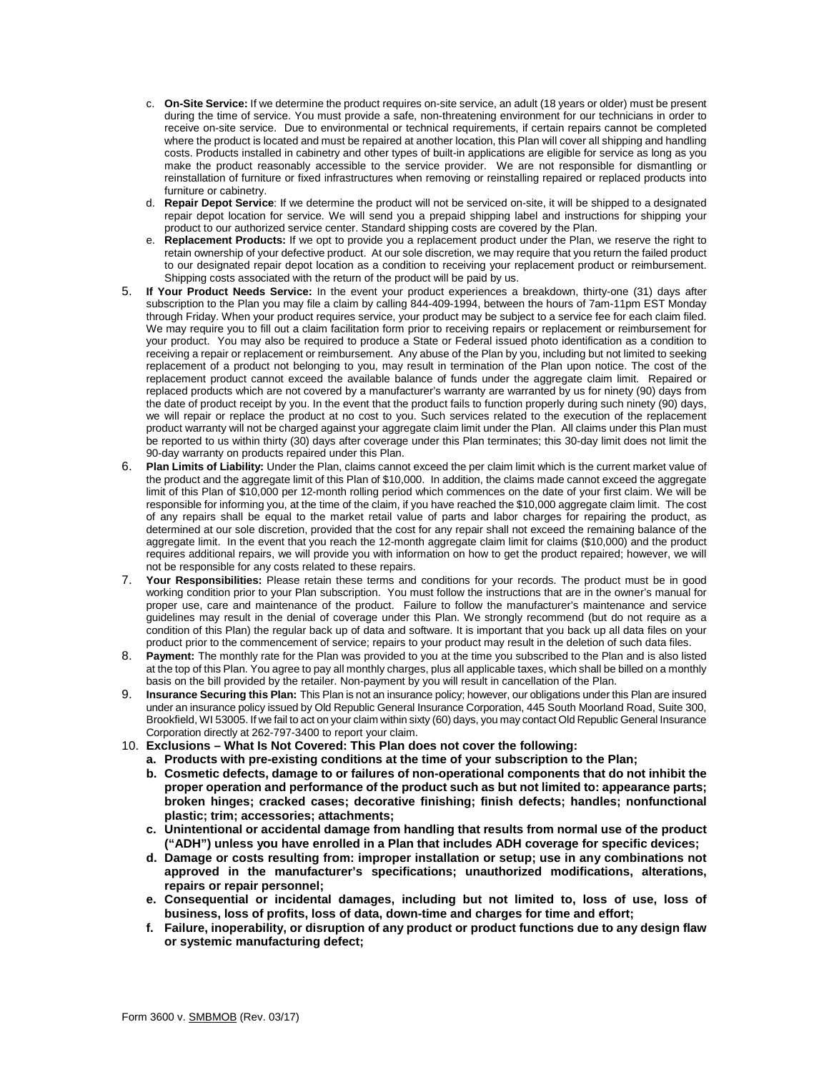c. **On-Site Service:** If we determine the product requires on-site service, an adult (18 years or older) must be present during the time of service. You must provide a safe, non-threatening environment for our technicians in order to receive on-site service. Due to environmental or technical requirements, if certain repairs cannot be completed where the product is located and must be repaired at another location, this Plan will cover all shipping and handling costs. Products installed in cabinetry and other types of built-in applications are eligible for service as long as you make the product reasonably accessible to the service provider. We are not responsible for dismantling or reinstallation of furniture or fixed infrastructures when removing or reinstalling repaired or replaced products into furniture or cabinetry.

d. **Repair Depot Service**: If we determine the product will not be serviced on-site, it will be shipped to a designated repair depot location for service. We will send you a prepaid shipping label and instructions for shipping your product to our authorized service center. Standard shipping costs are covered by the Plan.

e. **Replacement Products:** If we opt to provide you a replacement product under the Plan, we reserve the right to retain ownership of your defective product. At our sole discretion, we may require that you return the failed product to our designated repair depot location as a condition to receiving your replacement product or reimbursement. Shipping costs associated with the return of the product will be paid by us.

5. **If Your Product Needs Service:** In the event your product experiences a breakdown, thirty-one (31) days after subscription to the Plan you may file a claim by calling 844-409-1994, between the hours of 7am-11pm EST Monday through Friday. When your product requires service, your product may be subject to a service fee for each claim filed. We may require you to fill out a claim facilitation form prior to receiving repairs or replacement or reimbursement for your product. You may also be required to produce a State or Federal issued photo identification as a condition to receiving a repair or replacement or reimbursement. Any abuse of the Plan by you, including but not limited to seeking replacement of a product not belonging to you, may result in termination of the Plan upon notice. The cost of the replacement product cannot exceed the available balance of funds under the aggregate claim limit. Repaired or replaced products which are not covered by a manufacturer's warranty are warranted by us for ninety (90) days from the date of product receipt by you. In the event that the product fails to function properly during such ninety (90) days, we will repair or replace the product at no cost to you. Such services related to the execution of the replacement product warranty will not be charged against your aggregate claim limit under the Plan. All claims under this Plan must be reported to us within thirty (30) days after coverage under this Plan terminates; this 30-day limit does not limit the 90-day warranty on products repaired under this Plan.

6. **Plan Limits of Liability:** Under the Plan, claims cannot exceed the per claim limit which is the current market value of the product and the aggregate limit of this Plan of $10,000. In addition, the claims made cannot exceed the aggregate limit of this Plan of $10,000 per 12-month rolling period which commences on the date of your first claim. We will be responsible for informing you, at the time of the claim, if you have reached the $10,000 aggregate claim limit. The cost of any repairs shall be equal to the market retail value of parts and labor charges for repairing the product, as determined at our sole discretion, provided that the cost for any repair shall not exceed the remaining balance of the aggregate limit. In the event that you reach the 12-month aggregate claim limit for claims ($10,000) and the product requires additional repairs, we will provide you with information on how to get the product repaired; however, we will not be responsible for any costs related to these repairs.

7. **Your Responsibilities:** Please retain these terms and conditions for your records. The product must be in good working condition prior to your Plan subscription. You must follow the instructions that are in the owner's manual for proper use, care and maintenance of the product. Failure to follow the manufacturer's maintenance and service guidelines may result in the denial of coverage under this Plan. We strongly recommend (but do not require as a condition of this Plan) the regular back up of data and software. It is important that you back up all data files on your product prior to the commencement of service; repairs to your product may result in the deletion of such data files.

8. **Payment:** The monthly rate for the Plan was provided to you at the time you subscribed to the Plan and is also listed at the top of this Plan. You agree to pay all monthly charges, plus all applicable taxes, which shall be billed on a monthly basis on the bill provided by the retailer. Non-payment by you will result in cancellation of the Plan.

9. **Insurance Securing this Plan:** This Plan is not an insurance policy; however, our obligations under this Plan are insured under an insurance policy issued by Old Republic General Insurance Corporation, 445 South Moorland Road, Suite 300, Brookfield, WI 53005. If we fail to act on your claim within sixty (60) days, you may contact Old Republic General Insurance Corporation directly at 262-797-3400 to report your claim.

10. **Exclusions – What Is Not Covered: This Plan does not cover the following:**

    a. **Products with pre-existing conditions at the time of your subscription to the Plan;**

    b. **Cosmetic defects, damage to or failures of non-operational components that do not inhibit the proper operation and performance of the product such as but not limited to: appearance parts; broken hinges; cracked cases; decorative finishing; finish defects; handles; nonfunctional plastic; trim; accessories; attachments;**

    c. **Unintentional or accidental damage from handling that results from normal use of the product ("ADH") unless you have enrolled in a Plan that includes ADH coverage for specific devices;**

    d. **Damage or costs resulting from: improper installation or setup; use in any combinations not approved in the manufacturer's specifications; unauthorized modifications, alterations, repairs or repair personnel;**

    e. **Consequential or incidental damages, including but not limited to, loss of use, loss of business, loss of profits, loss of data, down-time and charges for time and effort;**

    f. **Failure, inoperability, or disruption of any product or product functions due to any design flaw or systemic manufacturing defect;**

Form 3600 v. SMBMOB (Rev. 03/17)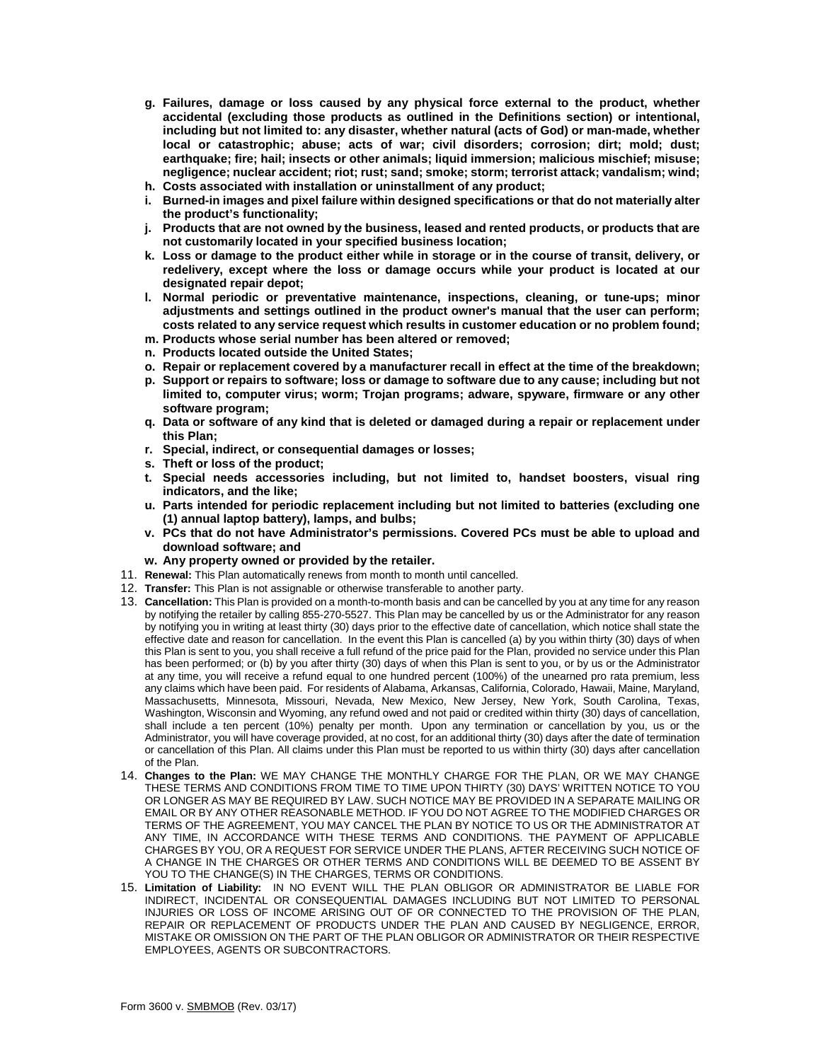- **g. Failures, damage or loss caused by any physical force external to the product, whether accidental (excluding those products as outlined in the Definitions section) or intentional, including but not limited to: any disaster, whether natural (acts of God) or man-made, whether local or catastrophic; abuse; acts of war; civil disorders; corrosion; dirt; mold; dust; earthquake; fire; hail; insects or other animals; liquid immersion; malicious mischief; misuse; negligence; nuclear accident; riot; rust; sand; smoke; storm; terrorist attack; vandalism; wind;**
- **h. Costs associated with installation or uninstallment of any product;**
- **i. Burned-in images and pixel failure within designed specifications or that do not materially alter the product's functionality;**
- **j. Products that are not owned by the business, leased and rented products, or products that are not customarily located in your specified business location;**
- **k. Loss or damage to the product either while in storage or in the course of transit, delivery, or redelivery, except where the loss or damage occurs while your product is located at our designated repair depot;**
- **l. Normal periodic or preventative maintenance, inspections, cleaning, or tune-ups; minor adjustments and settings outlined in the product owner's manual that the user can perform; costs related to any service request which results in customer education or no problem found;**
- **m. Products whose serial number has been altered or removed;**
- **n. Products located outside the United States;**
- **o. Repair or replacement covered by a manufacturer recall in effect at the time of the breakdown;**
- **p. Support or repairs to software; loss or damage to software due to any cause; including but not limited to, computer virus; worm; Trojan programs; adware, spyware, firmware or any other software program;**
- **q. Data or software of any kind that is deleted or damaged during a repair or replacement under this Plan;**
- **r. Special, indirect, or consequential damages or losses;**
- **s. Theft or loss of the product;**
- **t. Special needs accessories including, but not limited to, handset boosters, visual ring indicators, and the like;**
- **u. Parts intended for periodic replacement including but not limited to batteries (excluding one (1) annual laptop battery), lamps, and bulbs;**
- **v. PCs that do not have Administrator's permissions. Covered PCs must be able to upload and download software; and**
- **w. Any property owned or provided by the retailer.**

11. **Renewal:** This Plan automatically renews from month to month until cancelled.
12. **Transfer:** This Plan is not assignable or otherwise transferable to another party.
13. **Cancellation:** This Plan is provided on a month-to-month basis and can be cancelled by you at any time for any reason by notifying the retailer by calling 855-270-5527. This Plan may be cancelled by us or the Administrator for any reason by notifying you in writing at least thirty (30) days prior to the effective date of cancellation, which notice shall state the effective date and reason for cancellation. In the event this Plan is cancelled (a) by you within thirty (30) days of when this Plan is sent to you, you shall receive a full refund of the price paid for the Plan, provided no service under this Plan has been performed; or (b) by you after thirty (30) days of when this Plan is sent to you, or by us or the Administrator at any time, you will receive a refund equal to one hundred percent (100%) of the unearned pro rata premium, less any claims which have been paid. For residents of Alabama, Arkansas, California, Colorado, Hawaii, Maine, Maryland, Massachusetts, Minnesota, Missouri, Nevada, New Mexico, New Jersey, New York, South Carolina, Texas, Washington, Wisconsin and Wyoming, any refund owed and not paid or credited within thirty (30) days of cancellation, shall include a ten percent (10%) penalty per month. Upon any termination or cancellation by you, us or the Administrator, you will have coverage provided, at no cost, for an additional thirty (30) days after the date of termination or cancellation of this Plan. All claims under this Plan must be reported to us within thirty (30) days after cancellation of the Plan.
14. **Changes to the Plan:** WE MAY CHANGE THE MONTHLY CHARGE FOR THE PLAN, OR WE MAY CHANGE THESE TERMS AND CONDITIONS FROM TIME TO TIME UPON THIRTY (30) DAYS' WRITTEN NOTICE TO YOU OR LONGER AS MAY BE REQUIRED BY LAW. SUCH NOTICE MAY BE PROVIDED IN A SEPARATE MAILING OR EMAIL OR BY ANY OTHER REASONABLE METHOD. IF YOU DO NOT AGREE TO THE MODIFIED CHARGES OR TERMS OF THE AGREEMENT, YOU MAY CANCEL THE PLAN BY NOTICE TO US OR THE ADMINISTRATOR AT ANY TIME, IN ACCORDANCE WITH THESE TERMS AND CONDITIONS. THE PAYMENT OF APPLICABLE CHARGES BY YOU, OR A REQUEST FOR SERVICE UNDER THE PLANS, AFTER RECEIVING SUCH NOTICE OF A CHANGE IN THE CHARGES OR OTHER TERMS AND CONDITIONS WILL BE DEEMED TO BE ASSENT BY YOU TO THE CHANGE(S) IN THE CHARGES, TERMS OR CONDITIONS.
15. **Limitation of Liability:** IN NO EVENT WILL THE PLAN OBLIGOR OR ADMINISTRATOR BE LIABLE FOR INDIRECT, INCIDENTAL OR CONSEQUENTIAL DAMAGES INCLUDING BUT NOT LIMITED TO PERSONAL INJURIES OR LOSS OF INCOME ARISING OUT OF OR CONNECTED TO THE PROVISION OF THE PLAN, REPAIR OR REPLACEMENT OF PRODUCTS UNDER THE PLAN AND CAUSED BY NEGLIGENCE, ERROR, MISTAKE OR OMISSION ON THE PART OF THE PLAN OBLIGOR OR ADMINISTRATOR OR THEIR RESPECTIVE EMPLOYEES, AGENTS OR SUBCONTRACTORS.

Form 3600 v. SMBMOB (Rev. 03/17)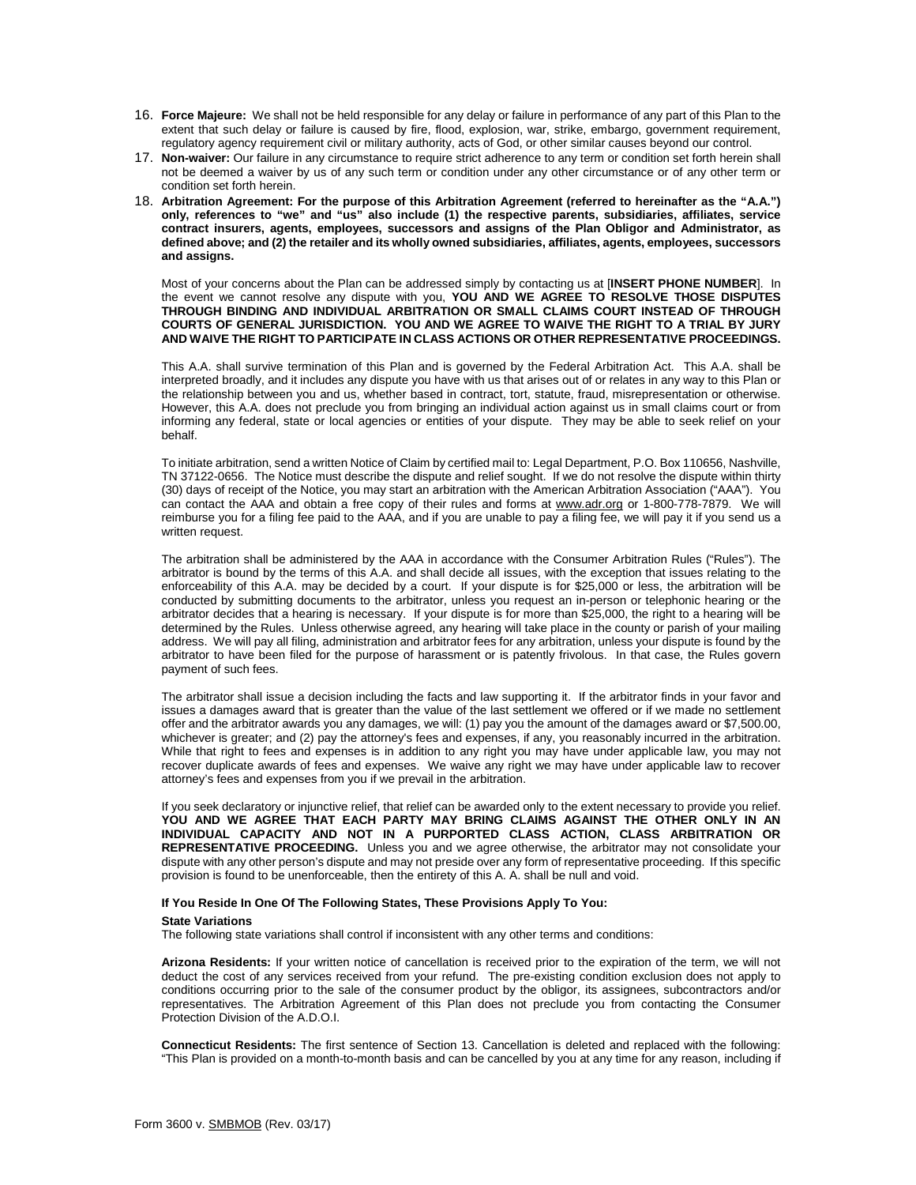16. **Force Majeure:** We shall not be held responsible for any delay or failure in performance of any part of this Plan to the extent that such delay or failure is caused by fire, flood, explosion, war, strike, embargo, government requirement, regulatory agency requirement civil or military authority, acts of God, or other similar causes beyond our control.
17. **Non-waiver:** Our failure in any circumstance to require strict adherence to any term or condition set forth herein shall not be deemed a waiver by us of any such term or condition under any other circumstance or of any other term or condition set forth herein.
18. **Arbitration Agreement: For the purpose of this Arbitration Agreement (referred to hereinafter as the "A.A.") only, references to "we" and "us" also include (1) the respective parents, subsidiaries, affiliates, service contract insurers, agents, employees, successors and assigns of the Plan Obligor and Administrator, as defined above; and (2) the retailer and its wholly owned subsidiaries, affiliates, agents, employees, successors and assigns.**

    Most of your concerns about the Plan can be addressed simply by contacting us at [**INSERT PHONE NUMBER**]. In the event we cannot resolve any dispute with you, **YOU AND WE AGREE TO RESOLVE THOSE DISPUTES THROUGH BINDING AND INDIVIDUAL ARBITRATION OR SMALL CLAIMS COURT INSTEAD OF THROUGH COURTS OF GENERAL JURISDICTION. YOU AND WE AGREE TO WAIVE THE RIGHT TO A TRIAL BY JURY AND WAIVE THE RIGHT TO PARTICIPATE IN CLASS ACTIONS OR OTHER REPRESENTATIVE PROCEEDINGS.**

    This A.A. shall survive termination of this Plan and is governed by the Federal Arbitration Act. This A.A. shall be interpreted broadly, and it includes any dispute you have with us that arises out of or relates in any way to this Plan or the relationship between you and us, whether based in contract, tort, statute, fraud, misrepresentation or otherwise. However, this A.A. does not preclude you from bringing an individual action against us in small claims court or from informing any federal, state or local agencies or entities of your dispute. They may be able to seek relief on your behalf.

    To initiate arbitration, send a written Notice of Claim by certified mail to: Legal Department, P.O. Box 110656, Nashville, TN 37122-0656. The Notice must describe the dispute and relief sought. If we do not resolve the dispute within thirty (30) days of receipt of the Notice, you may start an arbitration with the American Arbitration Association ("AAA"). You can contact the AAA and obtain a free copy of their rules and forms at www.adr.org or 1-800-778-7879. We will reimburse you for a filing fee paid to the AAA, and if you are unable to pay a filing fee, we will pay it if you send us a written request.

    The arbitration shall be administered by the AAA in accordance with the Consumer Arbitration Rules ("Rules"). The arbitrator is bound by the terms of this A.A. and shall decide all issues, with the exception that issues relating to the enforceability of this A.A. may be decided by a court. If your dispute is for $25,000 or less, the arbitration will be conducted by submitting documents to the arbitrator, unless you request an in-person or telephonic hearing or the arbitrator decides that a hearing is necessary. If your dispute is for more than $25,000, the right to a hearing will be determined by the Rules. Unless otherwise agreed, any hearing will take place in the county or parish of your mailing address. We will pay all filing, administration and arbitrator fees for any arbitration, unless your dispute is found by the arbitrator to have been filed for the purpose of harassment or is patently frivolous. In that case, the Rules govern payment of such fees.

    The arbitrator shall issue a decision including the facts and law supporting it. If the arbitrator finds in your favor and issues a damages award that is greater than the value of the last settlement we offered or if we made no settlement offer and the arbitrator awards you any damages, we will: (1) pay you the amount of the damages award or $7,500.00, whichever is greater; and (2) pay the attorney's fees and expenses, if any, you reasonably incurred in the arbitration. While that right to fees and expenses is in addition to any right you may have under applicable law, you may not recover duplicate awards of fees and expenses. We waive any right we may have under applicable law to recover attorney's fees and expenses from you if we prevail in the arbitration.

    If you seek declaratory or injunctive relief, that relief can be awarded only to the extent necessary to provide you relief. **YOU AND WE AGREE THAT EACH PARTY MAY BRING CLAIMS AGAINST THE OTHER ONLY IN AN INDIVIDUAL CAPACITY AND NOT IN A PURPORTED CLASS ACTION, CLASS ARBITRATION OR REPRESENTATIVE PROCEEDING.** Unless you and we agree otherwise, the arbitrator may not consolidate your dispute with any other person's dispute and may not preside over any form of representative proceeding. If this specific provision is found to be unenforceable, then the entirety of this A. A. shall be null and void.

**If You Reside In One Of The Following States, These Provisions Apply To You:**

**State Variations**

The following state variations shall control if inconsistent with any other terms and conditions:

**Arizona Residents:** If your written notice of cancellation is received prior to the expiration of the term, we will not deduct the cost of any services received from your refund. The pre-existing condition exclusion does not apply to conditions occurring prior to the sale of the consumer product by the obligor, its assignees, subcontractors and/or representatives. The Arbitration Agreement of this Plan does not preclude you from contacting the Consumer Protection Division of the A.D.O.I.

**Connecticut Residents:** The first sentence of Section 13. Cancellation is deleted and replaced with the following: "This Plan is provided on a month-to-month basis and can be cancelled by you at any time for any reason, including if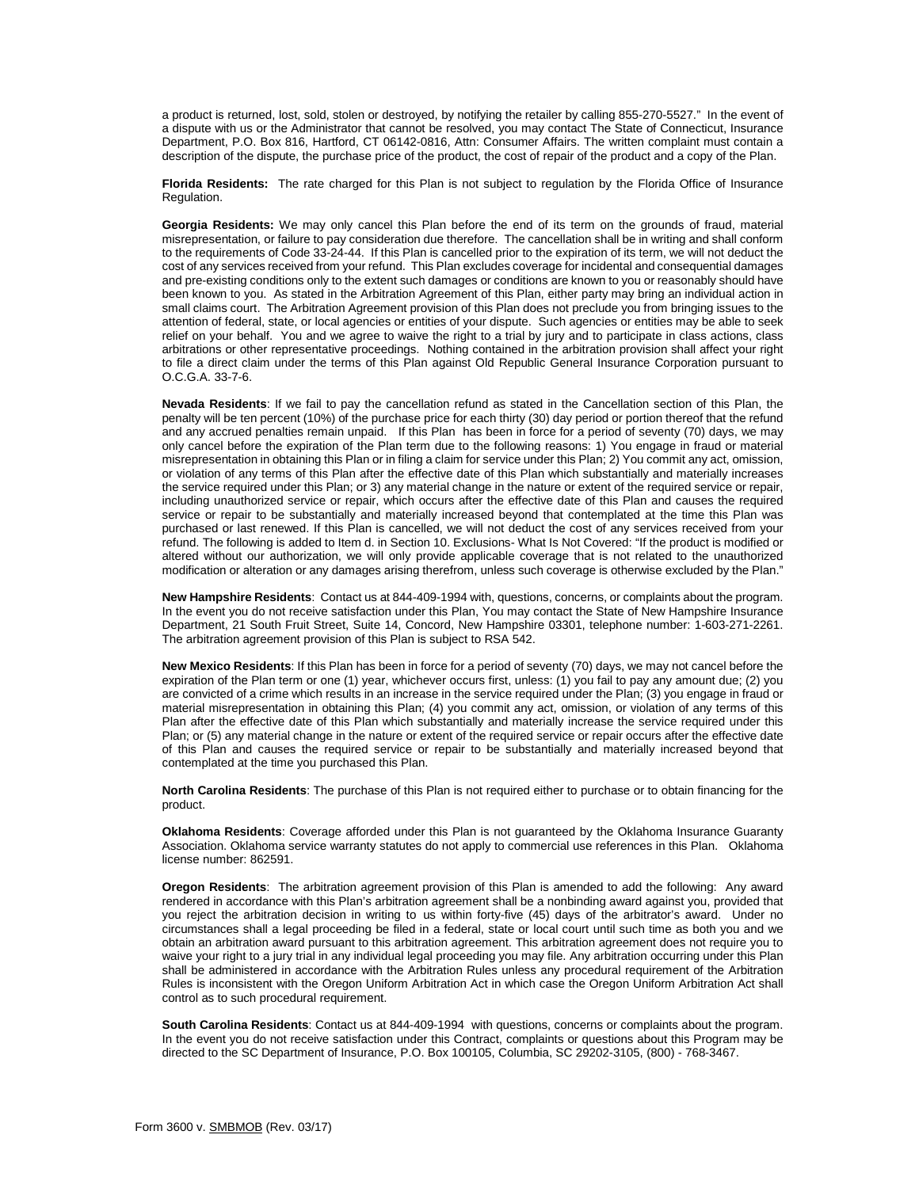a product is returned, lost, sold, stolen or destroyed, by notifying the retailer by calling 855-270-5527." In the event of a dispute with us or the Administrator that cannot be resolved, you may contact The State of Connecticut, Insurance Department, P.O. Box 816, Hartford, CT 06142-0816, Attn: Consumer Affairs. The written complaint must contain a description of the dispute, the purchase price of the product, the cost of repair of the product and a copy of the Plan.

**Florida Residents:** The rate charged for this Plan is not subject to regulation by the Florida Office of Insurance Regulation.

**Georgia Residents:** We may only cancel this Plan before the end of its term on the grounds of fraud, material misrepresentation, or failure to pay consideration due therefore. The cancellation shall be in writing and shall conform to the requirements of Code 33-24-44. If this Plan is cancelled prior to the expiration of its term, we will not deduct the cost of any services received from your refund. This Plan excludes coverage for incidental and consequential damages and pre-existing conditions only to the extent such damages or conditions are known to you or reasonably should have been known to you. As stated in the Arbitration Agreement of this Plan, either party may bring an individual action in small claims court. The Arbitration Agreement provision of this Plan does not preclude you from bringing issues to the attention of federal, state, or local agencies or entities of your dispute. Such agencies or entities may be able to seek relief on your behalf. You and we agree to waive the right to a trial by jury and to participate in class actions, class arbitrations or other representative proceedings. Nothing contained in the arbitration provision shall affect your right to file a direct claim under the terms of this Plan against Old Republic General Insurance Corporation pursuant to O.C.G.A. 33-7-6.

**Nevada Residents**: If we fail to pay the cancellation refund as stated in the Cancellation section of this Plan, the penalty will be ten percent (10%) of the purchase price for each thirty (30) day period or portion thereof that the refund and any accrued penalties remain unpaid. If this Plan has been in force for a period of seventy (70) days, we may only cancel before the expiration of the Plan term due to the following reasons: 1) You engage in fraud or material misrepresentation in obtaining this Plan or in filing a claim for service under this Plan; 2) You commit any act, omission, or violation of any terms of this Plan after the effective date of this Plan which substantially and materially increases the service required under this Plan; or 3) any material change in the nature or extent of the required service or repair, including unauthorized service or repair, which occurs after the effective date of this Plan and causes the required service or repair to be substantially and materially increased beyond that contemplated at the time this Plan was purchased or last renewed. If this Plan is cancelled, we will not deduct the cost of any services received from your refund. The following is added to Item d. in Section 10. Exclusions- What Is Not Covered: "If the product is modified or altered without our authorization, we will only provide applicable coverage that is not related to the unauthorized modification or alteration or any damages arising therefrom, unless such coverage is otherwise excluded by the Plan."

**New Hampshire Residents**: Contact us at 844-409-1994 with, questions, concerns, or complaints about the program. In the event you do not receive satisfaction under this Plan, You may contact the State of New Hampshire Insurance Department, 21 South Fruit Street, Suite 14, Concord, New Hampshire 03301, telephone number: 1-603-271-2261. The arbitration agreement provision of this Plan is subject to RSA 542.

**New Mexico Residents**: If this Plan has been in force for a period of seventy (70) days, we may not cancel before the expiration of the Plan term or one (1) year, whichever occurs first, unless: (1) you fail to pay any amount due; (2) you are convicted of a crime which results in an increase in the service required under the Plan; (3) you engage in fraud or material misrepresentation in obtaining this Plan; (4) you commit any act, omission, or violation of any terms of this Plan after the effective date of this Plan which substantially and materially increase the service required under this Plan; or (5) any material change in the nature or extent of the required service or repair occurs after the effective date of this Plan and causes the required service or repair to be substantially and materially increased beyond that contemplated at the time you purchased this Plan.

**North Carolina Residents**: The purchase of this Plan is not required either to purchase or to obtain financing for the product.

**Oklahoma Residents**: Coverage afforded under this Plan is not guaranteed by the Oklahoma Insurance Guaranty Association. Oklahoma service warranty statutes do not apply to commercial use references in this Plan. Oklahoma license number: 862591.

**Oregon Residents**: The arbitration agreement provision of this Plan is amended to add the following: Any award rendered in accordance with this Plan's arbitration agreement shall be a nonbinding award against you, provided that you reject the arbitration decision in writing to us within forty-five (45) days of the arbitrator's award. Under no circumstances shall a legal proceeding be filed in a federal, state or local court until such time as both you and we obtain an arbitration award pursuant to this arbitration agreement. This arbitration agreement does not require you to waive your right to a jury trial in any individual legal proceeding you may file. Any arbitration occurring under this Plan shall be administered in accordance with the Arbitration Rules unless any procedural requirement of the Arbitration Rules is inconsistent with the Oregon Uniform Arbitration Act in which case the Oregon Uniform Arbitration Act shall control as to such procedural requirement.

**South Carolina Residents**: Contact us at 844-409-1994 with questions, concerns or complaints about the program. In the event you do not receive satisfaction under this Contract, complaints or questions about this Program may be directed to the SC Department of Insurance, P.O. Box 100105, Columbia, SC 29202-3105, (800) - 768-3467.

Form 3600 v. SMBMOB (Rev. 03/17)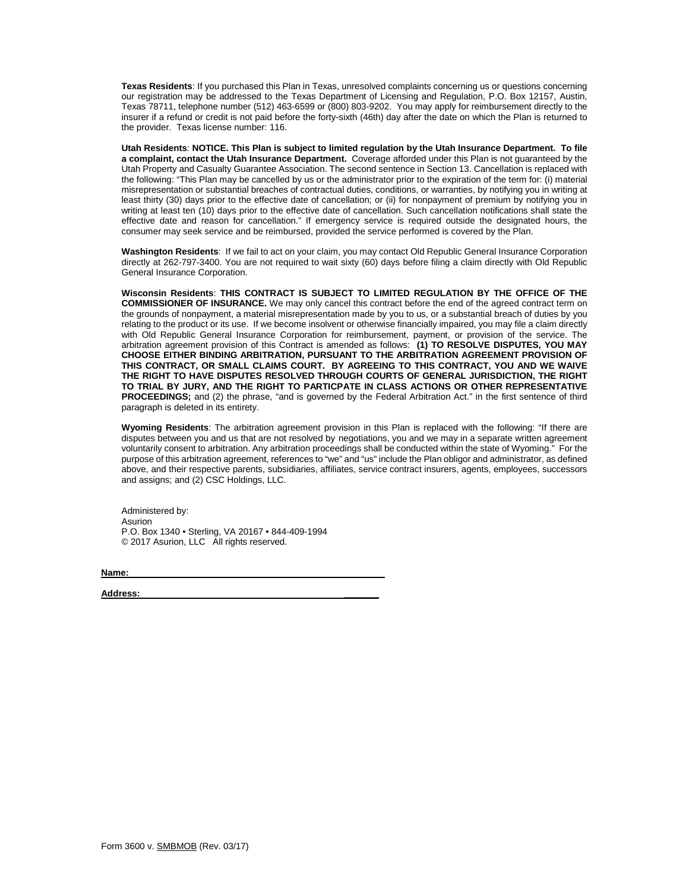**Texas Residents**: If you purchased this Plan in Texas, unresolved complaints concerning us or questions concerning our registration may be addressed to the Texas Department of Licensing and Regulation, P.O. Box 12157, Austin, Texas 78711, telephone number (512) 463-6599 or (800) 803-9202. You may apply for reimbursement directly to the insurer if a refund or credit is not paid before the forty-sixth (46th) day after the date on which the Plan is returned to the provider. Texas license number: 116.

**Utah Residents**: **NOTICE. This Plan is subject to limited regulation by the Utah Insurance Department. To file a complaint, contact the Utah Insurance Department.** Coverage afforded under this Plan is not guaranteed by the Utah Property and Casualty Guarantee Association. The second sentence in Section 13. Cancellation is replaced with the following: "This Plan may be cancelled by us or the administrator prior to the expiration of the term for: (i) material misrepresentation or substantial breaches of contractual duties, conditions, or warranties, by notifying you in writing at least thirty (30) days prior to the effective date of cancellation; or (ii) for nonpayment of premium by notifying you in writing at least ten (10) days prior to the effective date of cancellation. Such cancellation notifications shall state the effective date and reason for cancellation." If emergency service is required outside the designated hours, the consumer may seek service and be reimbursed, provided the service performed is covered by the Plan.

**Washington Residents**: If we fail to act on your claim, you may contact Old Republic General Insurance Corporation directly at 262-797-3400. You are not required to wait sixty (60) days before filing a claim directly with Old Republic General Insurance Corporation.

**Wisconsin Residents**: **THIS CONTRACT IS SUBJECT TO LIMITED REGULATION BY THE OFFICE OF THE COMMISSIONER OF INSURANCE.** We may only cancel this contract before the end of the agreed contract term on the grounds of nonpayment, a material misrepresentation made by you to us, or a substantial breach of duties by you relating to the product or its use. If we become insolvent or otherwise financially impaired, you may file a claim directly with Old Republic General Insurance Corporation for reimbursement, payment, or provision of the service. The arbitration agreement provision of this Contract is amended as follows: **(1) TO RESOLVE DISPUTES, YOU MAY CHOOSE EITHER BINDING ARBITRATION, PURSUANT TO THE ARBITRATION AGREEMENT PROVISION OF THIS CONTRACT, OR SMALL CLAIMS COURT. BY AGREEING TO THIS CONTRACT, YOU AND WE WAIVE THE RIGHT TO HAVE DISPUTES RESOLVED THROUGH COURTS OF GENERAL JURISDICTION, THE RIGHT TO TRIAL BY JURY, AND THE RIGHT TO PARTICPATE IN CLASS ACTIONS OR OTHER REPRESENTATIVE PROCEEDINGS;** and (2) the phrase, "and is governed by the Federal Arbitration Act." in the first sentence of third paragraph is deleted in its entirety.

**Wyoming Residents**: The arbitration agreement provision in this Plan is replaced with the following: "If there are disputes between you and us that are not resolved by negotiations, you and we may in a separate written agreement voluntarily consent to arbitration. Any arbitration proceedings shall be conducted within the state of Wyoming." For the purpose of this arbitration agreement, references to "we" and "us" include the Plan obligor and administrator, as defined above, and their respective parents, subsidiaries, affiliates, service contract insurers, agents, employees, successors and assigns; and (2) CSC Holdings, LLC.

Administered by:
Asurion
P.O. Box 1340 • Sterling, VA 20167 • 844-409-1994
© 2017 Asurion, LLC All rights reserved.

**Name:** ______________________________________________

**Address:** ____________________________________________

Form 3600 v. SMBMOB (Rev. 03/17)